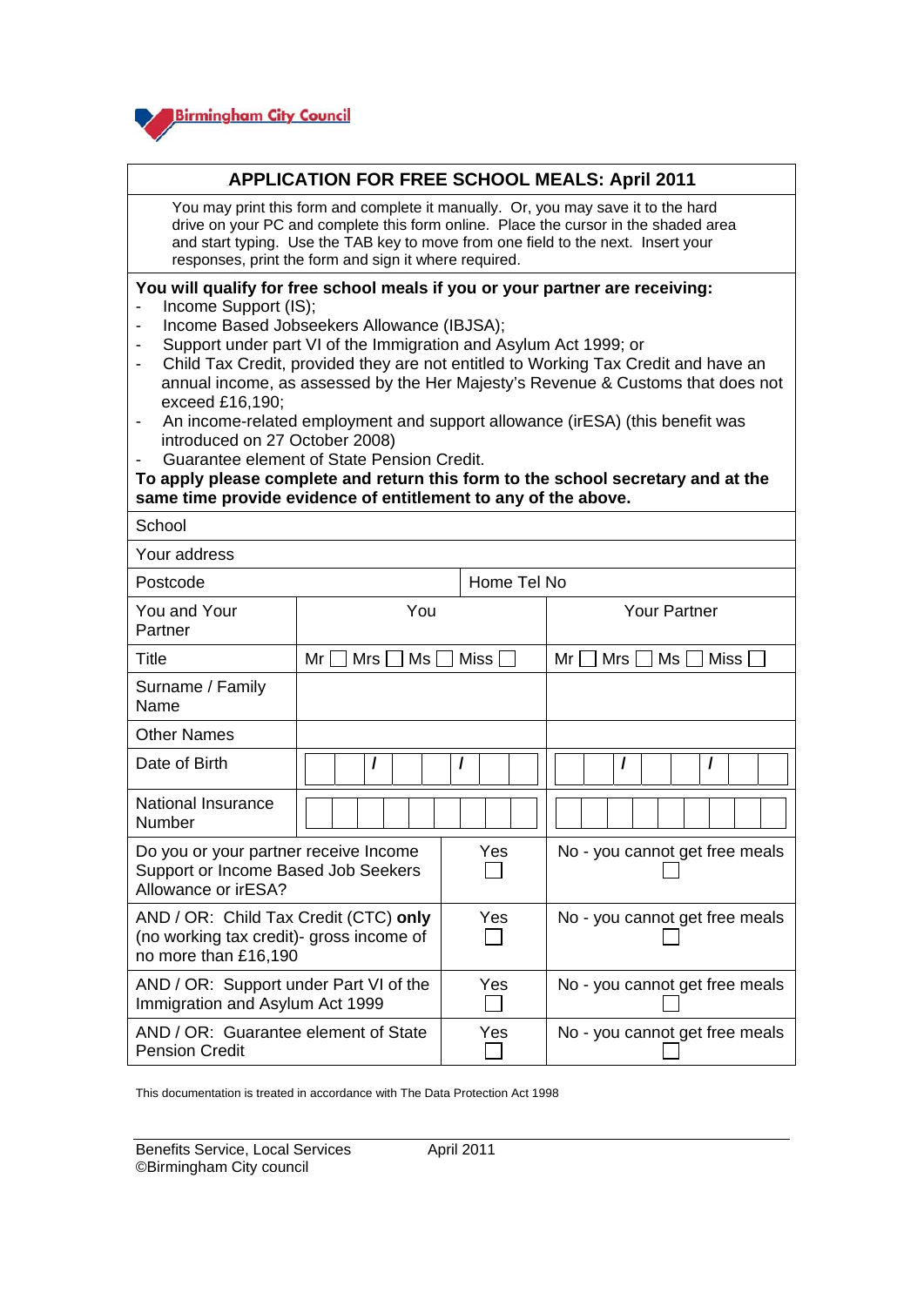Birmingham City Council

## APPLICATION FOR FREE SCHOOL MEALS: April 2011

You may print this form and complete it manually. Or, you may save it to the hard drive on your PC and complete this form online. Place the cursor in the shaded area and start typing. Use the TAB key to move from one field to the next. Insert your responses, print the form and sign it where required.

**You will qualify for free school meals if you or your partner are receiving:**

- Income Support (IS);
- Income Based Jobseekers Allowance (IBJSA);
- Support under part VI of the Immigration and Asylum Act 1999; or
- Child Tax Credit, provided they are not entitled to Working Tax Credit and have an annual income, as assessed by the Her Majesty's Revenue & Customs that does not exceed £16,190;
- An income-related employment and support allowance (irESA) (this benefit was introduced on 27 October 2008)
- Guarantee element of State Pension Credit.

**To apply please complete and return this form to the school secretary and at the same time provide evidence of entitlement to any of the above.**

| School | | |
|---|---|---|
| Your address | | |
| Postcode | Home Tel No | |
| You and Your Partner | You | Your Partner |
| Title | Mr ☐ Mrs ☐ Ms ☐ Miss ☐ | Mr ☐ Mrs ☐ Ms ☐ Miss ☐ |
| Surname / Family Name | | |
| Other Names | | |
| Date of Birth | / / | / / |
| National Insurance Number | | |

| | | |
|---|---|---|
| Do you or your partner receive Income Support or Income Based Job Seekers Allowance or irESA? | Yes ☐ | No - you cannot get free meals ☐ |
| AND / OR: Child Tax Credit (CTC) **only** (no working tax credit)- gross income of no more than £16,190 | Yes ☐ | No - you cannot get free meals ☐ |
| AND / OR: Support under Part VI of the Immigration and Asylum Act 1999 | Yes ☐ | No - you cannot get free meals ☐ |
| AND / OR: Guarantee element of State Pension Credit | Yes ☐ | No - you cannot get free meals ☐ |

This documentation is treated in accordance with The Data Protection Act 1998

Benefits Service, Local Services April 2011
©Birmingham City council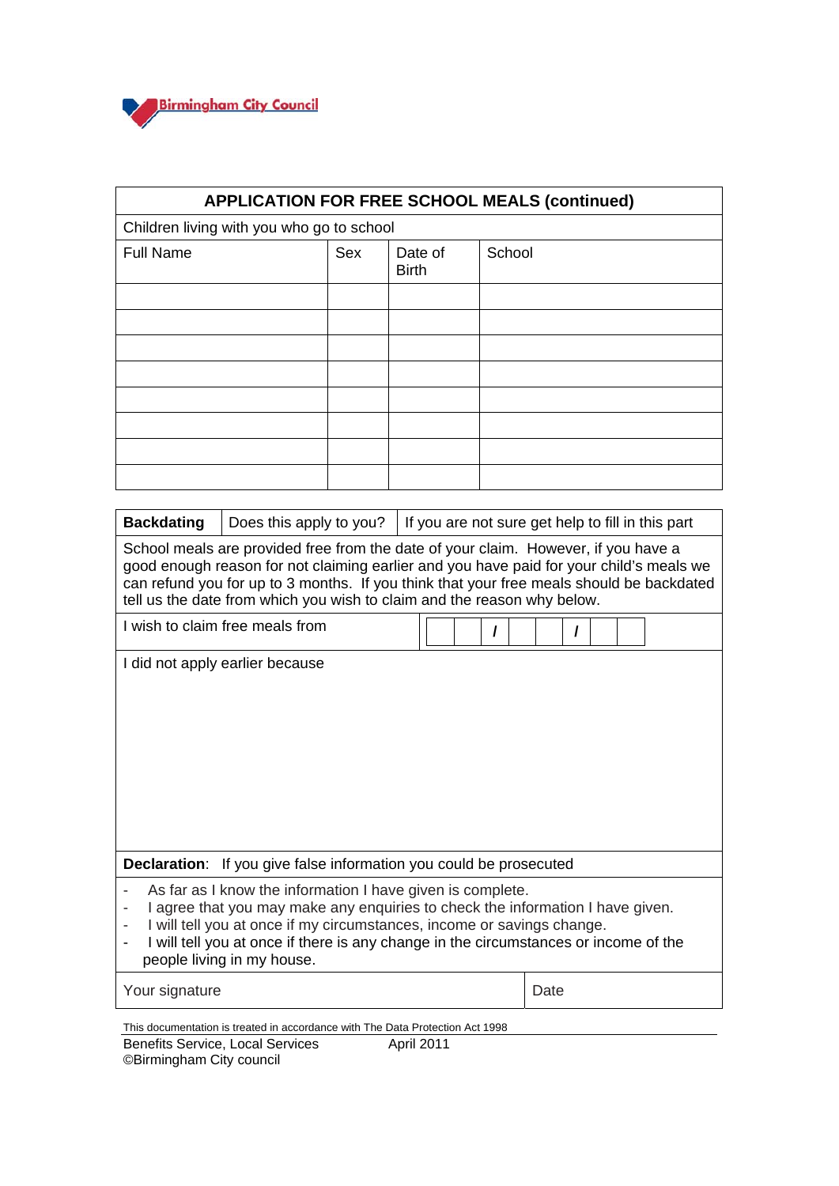Birmingham City Council

## APPLICATION FOR FREE SCHOOL MEALS (continued)

Children living with you who go to school

| Full Name | Sex | Date of Birth | School |
|---|---|---|---|
| | | | |
| | | | |
| | | | |
| | | | |
| | | | |
| | | | |
| | | | |
| | | | |

| **Backdating** | Does this apply to you? | If you are not sure get help to fill in this part |
|---|---|---|

School meals are provided free from the date of your claim. However, if you have a good enough reason for not claiming earlier and you have paid for your child's meals we can refund you for up to 3 months. If you think that your free meals should be backdated tell us the date from which you wish to claim and the reason why below.

I wish to claim free meals from &nbsp;&nbsp; __ __ / __ __ / __ __

I did not apply earlier because

**Declaration**: If you give false information you could be prosecuted

- As far as I know the information I have given is complete.
- I agree that you may make any enquiries to check the information I have given.
- I will tell you at once if my circumstances, income or savings change.
- I will tell you at once if there is any change in the circumstances or income of the people living in my house.

| Your signature | Date |
|---|---|
| | |

This documentation is treated in accordance with The Data Protection Act 1998

Benefits Service, Local Services April 2011
©Birmingham City council